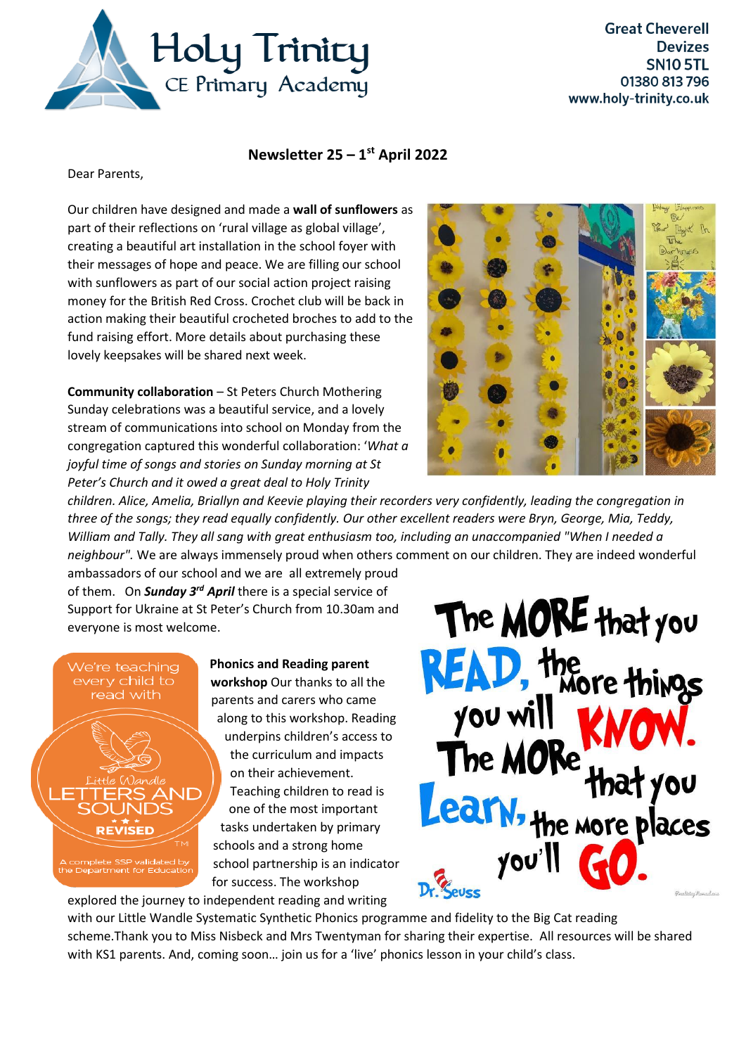# Holy Trinity CE Primary Academy

Great Cheverell
Devizes
SN10 5TL
01380 813 796
www.holy-trinity.co.uk

## Newsletter 25 – 1st April 2022

Dear Parents,

Our children have designed and made a **wall of sunflowers** as part of their reflections on 'rural village as global village', creating a beautiful art installation in the school foyer with their messages of hope and peace. We are filling our school with sunflowers as part of our social action project raising money for the British Red Cross. Crochet club will be back in action making their beautiful crocheted broches to add to the fund raising effort. More details about purchasing these lovely keepsakes will be shared next week.

**Community collaboration** – St Peters Church Mothering Sunday celebrations was a beautiful service, and a lovely stream of communications into school on Monday from the congregation captured this wonderful collaboration: '*What a joyful time of songs and stories on Sunday morning at St Peter's Church and it owed a great deal to Holy Trinity children. Alice, Amelia, Briallyn and Keevie playing their recorders very confidently, leading the congregation in three of the songs; they read equally confidently. Our other excellent readers were Bryn, George, Mia, Teddy, William and Tally. They all sang with great enthusiasm too, including an unaccompanied "When I needed a neighbour".* We are always immensely proud when others comment on our children. They are indeed wonderful ambassadors of our school and we are all extremely proud of them. On ***Sunday 3rd April*** there is a special service of Support for Ukraine at St Peter's Church from 10.30am and everyone is most welcome.

**Phonics and Reading parent workshop** Our thanks to all the parents and carers who came along to this workshop. Reading underpins children's access to the curriculum and impacts on their achievement. Teaching children to read is one of the most important tasks undertaken by primary schools and a strong home school partnership is an indicator for success. The workshop explored the journey to independent reading and writing with our Little Wandle Systematic Synthetic Phonics programme and fidelity to the Big Cat reading scheme.Thank you to Miss Nisbeck and Mrs Twentyman for sharing their expertise. All resources will be shared with KS1 parents. And, coming soon… join us for a 'live' phonics lesson in your child's class.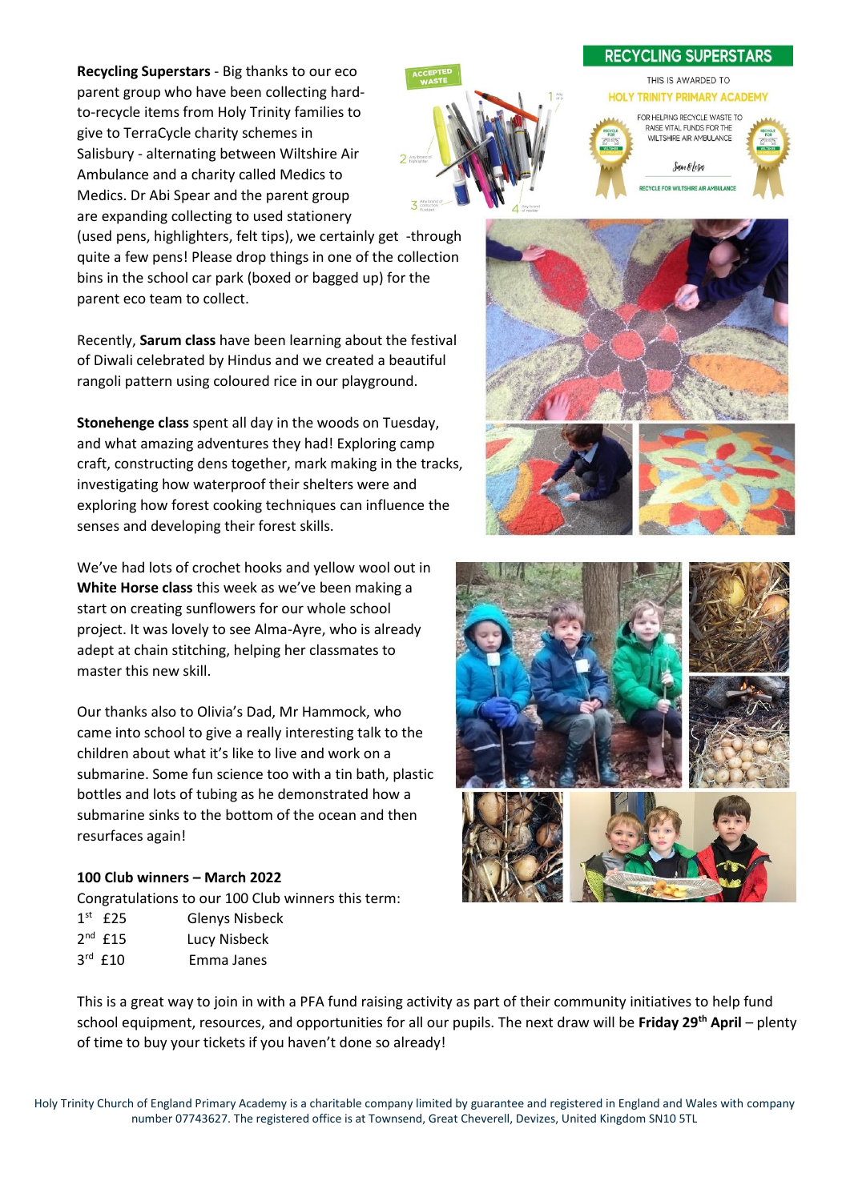**Recycling Superstars** - Big thanks to our eco parent group who have been collecting hard-to-recycle items from Holy Trinity families to give to TerraCycle charity schemes in Salisbury - alternating between Wiltshire Air Ambulance and a charity called Medics to Medics. Dr Abi Spear and the parent group are expanding collecting to used stationery (used pens, highlighters, felt tips), we certainly get -through quite a few pens! Please drop things in one of the collection bins in the school car park (boxed or bagged up) for the parent eco team to collect.

Recently, **Sarum class** have been learning about the festival of Diwali celebrated by Hindus and we created a beautiful rangoli pattern using coloured rice in our playground.

**Stonehenge class** spent all day in the woods on Tuesday, and what amazing adventures they had! Exploring camp craft, constructing dens together, mark making in the tracks, investigating how waterproof their shelters were and exploring how forest cooking techniques can influence the senses and developing their forest skills.

We've had lots of crochet hooks and yellow wool out in **White Horse class** this week as we've been making a start on creating sunflowers for our whole school project. It was lovely to see Alma-Ayre, who is already adept at chain stitching, helping her classmates to master this new skill.

Our thanks also to Olivia's Dad, Mr Hammock, who came into school to give a really interesting talk to the children about what it's like to live and work on a submarine. Some fun science too with a tin bath, plastic bottles and lots of tubing as he demonstrated how a submarine sinks to the bottom of the ocean and then resurfaces again!

**100 Club winners – March 2022**

Congratulations to our 100 Club winners this term:

| | |
|---|---|
| 1st £25 | Glenys Nisbeck |
| 2nd £15 | Lucy Nisbeck |
| 3rd £10 | Emma Janes |

This is a great way to join in with a PFA fund raising activity as part of their community initiatives to help fund school equipment, resources, and opportunities for all our pupils. The next draw will be **Friday 29th April** – plenty of time to buy your tickets if you haven't done so already!

Holy Trinity Church of England Primary Academy is a charitable company limited by guarantee and registered in England and Wales with company number 07743627. The registered office is at Townsend, Great Cheverell, Devizes, United Kingdom SN10 5TL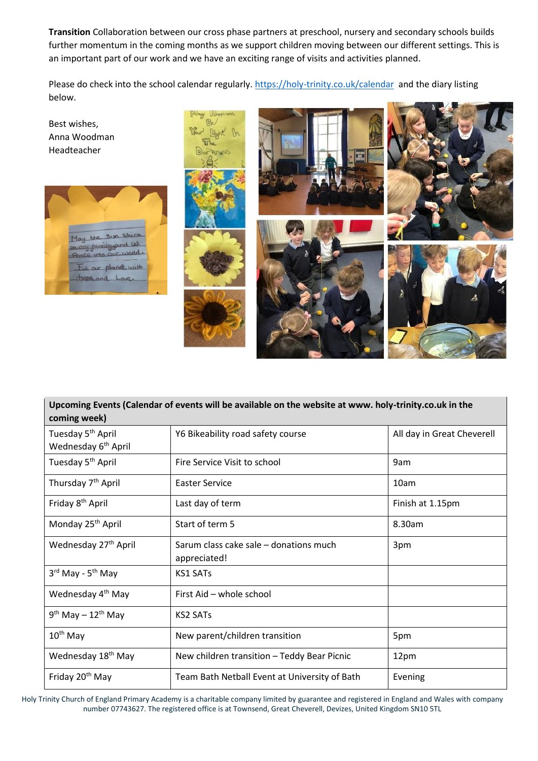**Transition** Collaboration between our cross phase partners at preschool, nursery and secondary schools builds further momentum in the coming months as we support children moving between our different settings. This is an important part of our work and we have an exciting range of visits and activities planned.

Please do check into the school calendar regularly. https://holy-trinity.co.uk/calendar and the diary listing below.

Best wishes,
Anna Woodman
Headteacher

| Upcoming Events (Calendar of events will be available on the website at www. holy-trinity.co.uk in the coming week) | | |
|---|---|---|
| Tuesday 5th April<br>Wednesday 6th April | Y6 Bikeability road safety course | All day in Great Cheverell |
| Tuesday 5th April | Fire Service Visit to school | 9am |
| Thursday 7th April | Easter Service | 10am |
| Friday 8th April | Last day of term | Finish at 1.15pm |
| Monday 25th April | Start of term 5 | 8.30am |
| Wednesday 27th April | Sarum class cake sale – donations much appreciated! | 3pm |
| 3rd May - 5th May | KS1 SATs | |
| Wednesday 4th May | First Aid – whole school | |
| 9th May – 12th May | KS2 SATs | |
| 10th May | New parent/children transition | 5pm |
| Wednesday 18th May | New children transition – Teddy Bear Picnic | 12pm |
| Friday 20th May | Team Bath Netball Event at University of Bath | Evening |

Holy Trinity Church of England Primary Academy is a charitable company limited by guarantee and registered in England and Wales with company number 07743627. The registered office is at Townsend, Great Cheverell, Devizes, United Kingdom SN10 5TL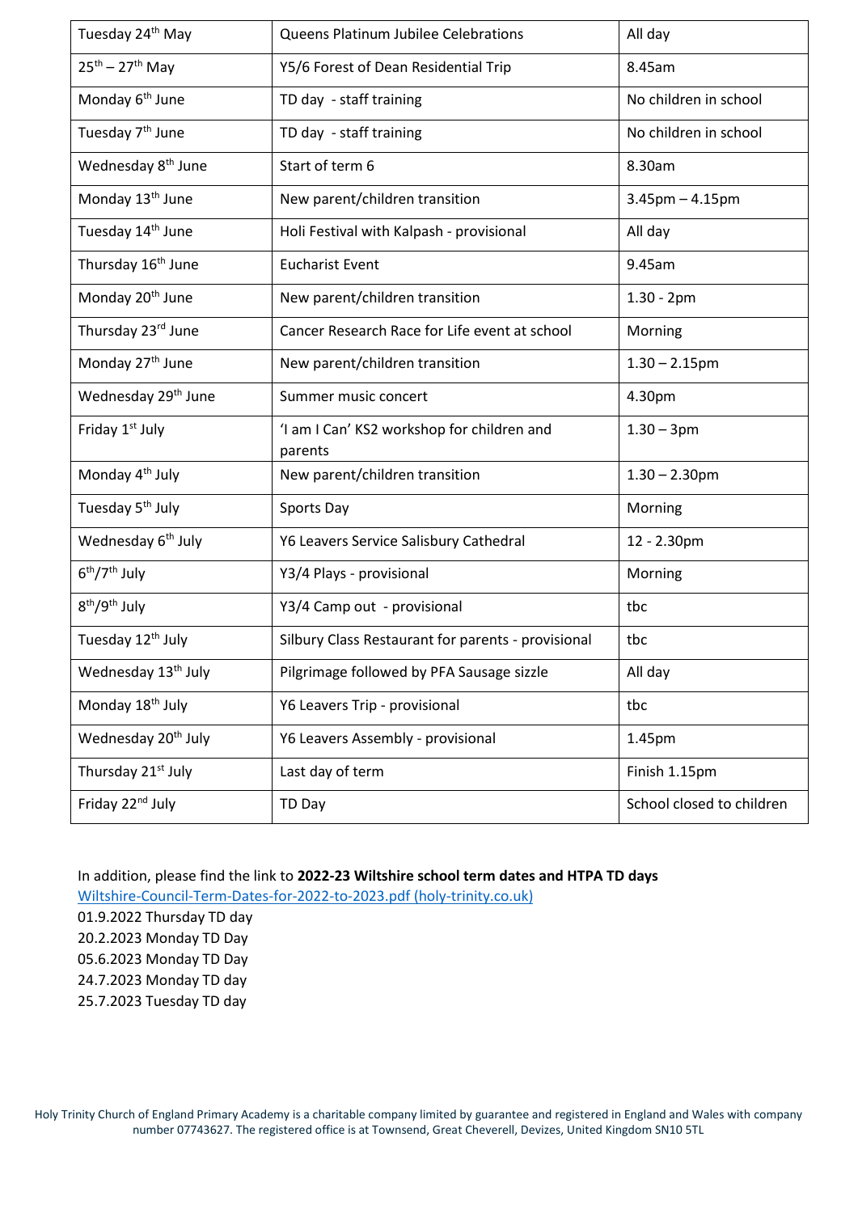| | | |
|---|---|---|
| Tuesday 24th May | Queens Platinum Jubilee Celebrations | All day |
| 25th – 27th May | Y5/6 Forest of Dean Residential Trip | 8.45am |
| Monday 6th June | TD day - staff training | No children in school |
| Tuesday 7th June | TD day - staff training | No children in school |
| Wednesday 8th June | Start of term 6 | 8.30am |
| Monday 13th June | New parent/children transition | 3.45pm – 4.15pm |
| Tuesday 14th June | Holi Festival with Kalpash - provisional | All day |
| Thursday 16th June | Eucharist Event | 9.45am |
| Monday 20th June | New parent/children transition | 1.30 - 2pm |
| Thursday 23rd June | Cancer Research Race for Life event at school | Morning |
| Monday 27th June | New parent/children transition | 1.30 – 2.15pm |
| Wednesday 29th June | Summer music concert | 4.30pm |
| Friday 1st July | 'I am I Can' KS2 workshop for children and parents | 1.30 – 3pm |
| Monday 4th July | New parent/children transition | 1.30 – 2.30pm |
| Tuesday 5th July | Sports Day | Morning |
| Wednesday 6th July | Y6 Leavers Service Salisbury Cathedral | 12 - 2.30pm |
| 6th/7th July | Y3/4 Plays - provisional | Morning |
| 8th/9th July | Y3/4 Camp out - provisional | tbc |
| Tuesday 12th July | Silbury Class Restaurant for parents - provisional | tbc |
| Wednesday 13th July | Pilgrimage followed by PFA Sausage sizzle | All day |
| Monday 18th July | Y6 Leavers Trip - provisional | tbc |
| Wednesday 20th July | Y6 Leavers Assembly - provisional | 1.45pm |
| Thursday 21st July | Last day of term | Finish 1.15pm |
| Friday 22nd July | TD Day | School closed to children |

In addition, please find the link to **2022-23 Wiltshire school term dates and HTPA TD days**
Wiltshire-Council-Term-Dates-for-2022-to-2023.pdf (holy-trinity.co.uk)
01.9.2022 Thursday TD day
20.2.2023 Monday TD Day
05.6.2023 Monday TD Day
24.7.2023 Monday TD day
25.7.2023 Tuesday TD day

Holy Trinity Church of England Primary Academy is a charitable company limited by guarantee and registered in England and Wales with company number 07743627. The registered office is at Townsend, Great Cheverell, Devizes, United Kingdom SN10 5TL